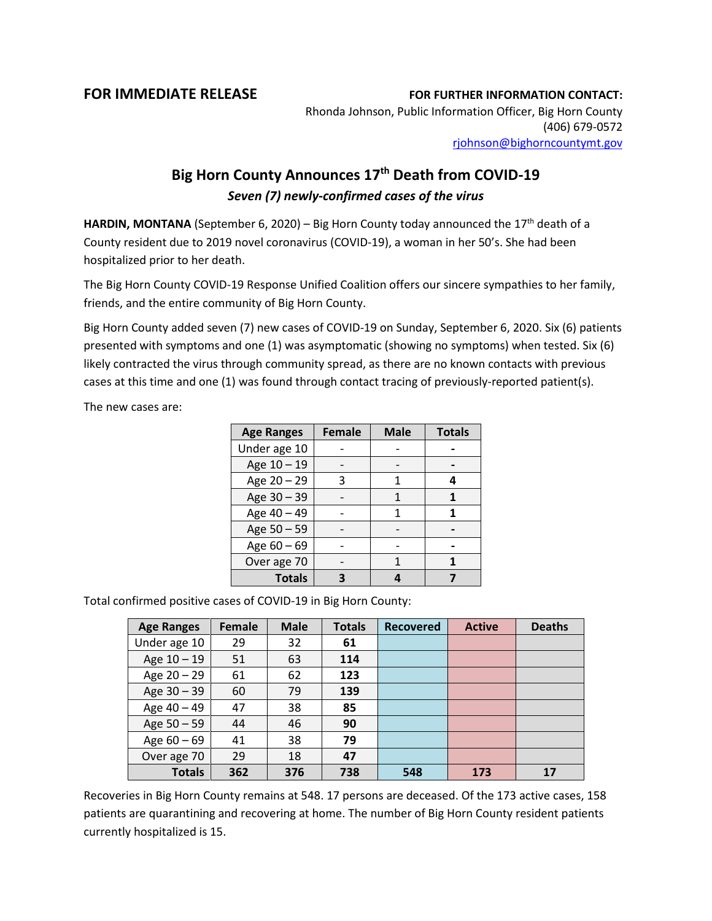**FOR IMMEDIATE RELEASE**

**FOR FURTHER INFORMATION CONTACT:**
Rhonda Johnson, Public Information Officer, Big Horn County
(406) 679-0572
rjohnson@bighorncountymt.gov

# Big Horn County Announces 17th Death from COVID-19

***Seven (7) newly-confirmed cases of the virus***

**HARDIN, MONTANA** (September 6, 2020) – Big Horn County today announced the 17th death of a County resident due to 2019 novel coronavirus (COVID-19), a woman in her 50's. She had been hospitalized prior to her death.

The Big Horn County COVID-19 Response Unified Coalition offers our sincere sympathies to her family, friends, and the entire community of Big Horn County.

Big Horn County added seven (7) new cases of COVID-19 on Sunday, September 6, 2020. Six (6) patients presented with symptoms and one (1) was asymptomatic (showing no symptoms) when tested. Six (6) likely contracted the virus through community spread, as there are no known contacts with previous cases at this time and one (1) was found through contact tracing of previously-reported patient(s).

The new cases are:

| Age Ranges | Female | Male | Totals |
|---|---|---|---|
| Under age 10 | - | - | **-** |
| Age 10 – 19 | - | - | **-** |
| Age 20 – 29 | 3 | 1 | **4** |
| Age 30 – 39 | - | 1 | **1** |
| Age 40 – 49 | - | 1 | **1** |
| Age 50 – 59 | - | - | **-** |
| Age 60 – 69 | - | - | **-** |
| Over age 70 | - | 1 | **1** |
| **Totals** | **3** | **4** | **7** |

Total confirmed positive cases of COVID-19 in Big Horn County:

| Age Ranges | Female | Male | Totals | Recovered | Active | Deaths |
|---|---|---|---|---|---|---|
| Under age 10 | 29 | 32 | **61** | | | |
| Age 10 – 19 | 51 | 63 | **114** | | | |
| Age 20 – 29 | 61 | 62 | **123** | | | |
| Age 30 – 39 | 60 | 79 | **139** | | | |
| Age 40 – 49 | 47 | 38 | **85** | | | |
| Age 50 – 59 | 44 | 46 | **90** | | | |
| Age 60 – 69 | 41 | 38 | **79** | | | |
| Over age 70 | 29 | 18 | **47** | | | |
| **Totals** | **362** | **376** | **738** | **548** | **173** | **17** |

Recoveries in Big Horn County remains at 548. 17 persons are deceased. Of the 173 active cases, 158 patients are quarantining and recovering at home. The number of Big Horn County resident patients currently hospitalized is 15.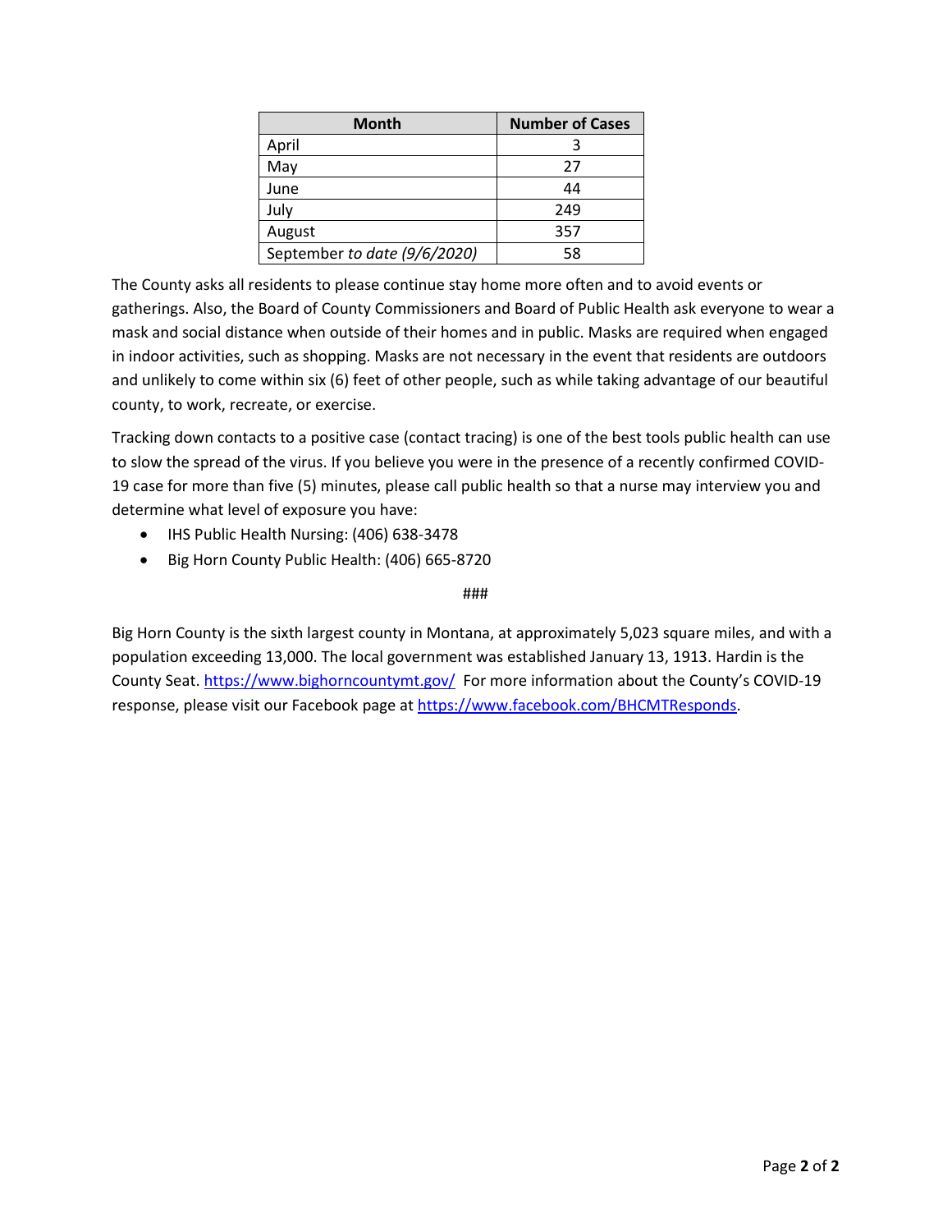| Month | Number of Cases |
| --- | --- |
| April | 3 |
| May | 27 |
| June | 44 |
| July | 249 |
| August | 357 |
| September *to date (9/6/2020)* | 58 |

The County asks all residents to please continue stay home more often and to avoid events or gatherings. Also, the Board of County Commissioners and Board of Public Health ask everyone to wear a mask and social distance when outside of their homes and in public. Masks are required when engaged in indoor activities, such as shopping. Masks are not necessary in the event that residents are outdoors and unlikely to come within six (6) feet of other people, such as while taking advantage of our beautiful county, to work, recreate, or exercise.

Tracking down contacts to a positive case (contact tracing) is one of the best tools public health can use to slow the spread of the virus. If you believe you were in the presence of a recently confirmed COVID-19 case for more than five (5) minutes, please call public health so that a nurse may interview you and determine what level of exposure you have:

- IHS Public Health Nursing: (406) 638-3478
- Big Horn County Public Health: (406) 665-8720

###

Big Horn County is the sixth largest county in Montana, at approximately 5,023 square miles, and with a population exceeding 13,000. The local government was established January 13, 1913. Hardin is the County Seat. https://www.bighorncountymt.gov/ For more information about the County's COVID-19 response, please visit our Facebook page at https://www.facebook.com/BHCMTResponds.